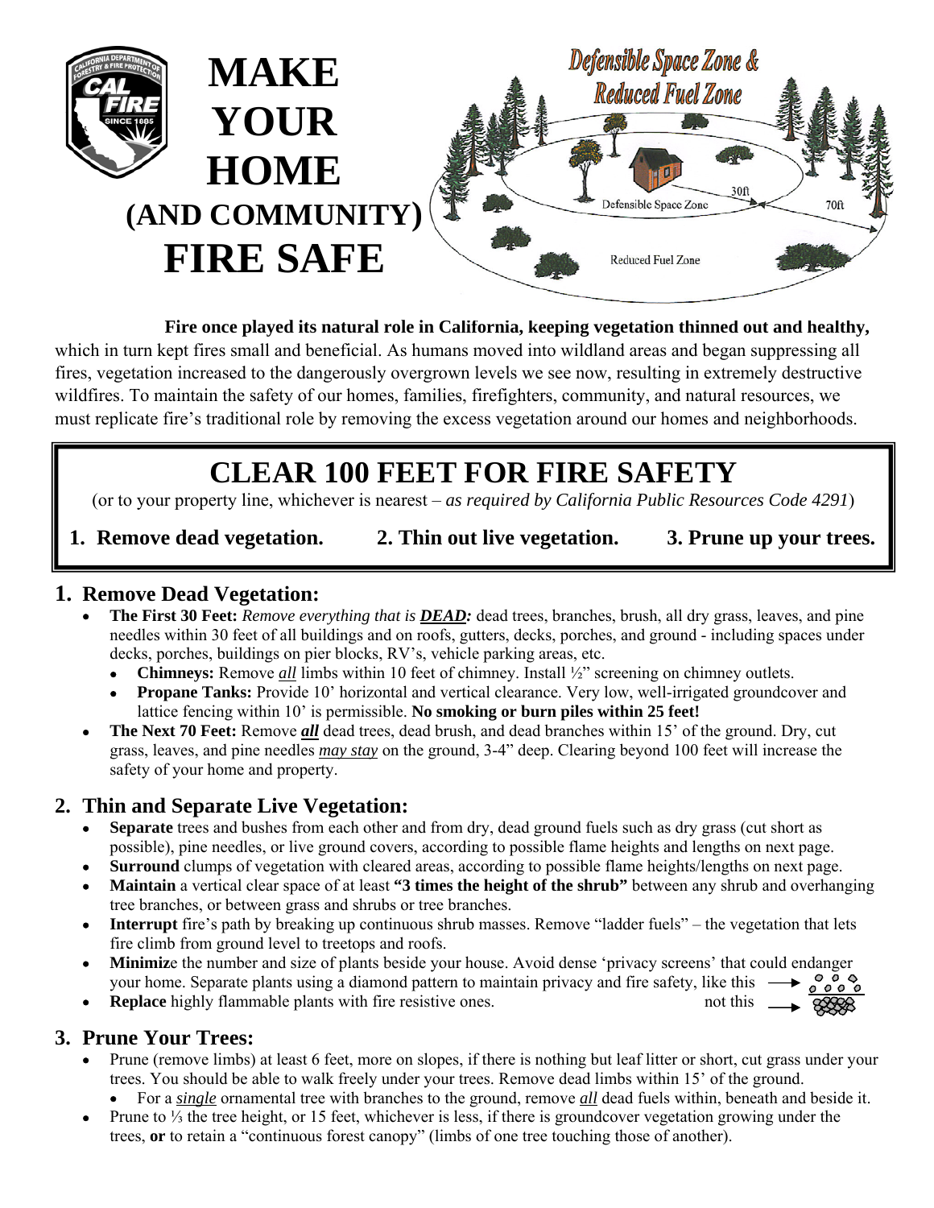# MAKE YOUR HOME (AND COMMUNITY) FIRE SAFE

Defensible Space Zone & Reduced Fuel Zone

Defensible Space Zone 30ft

Reduced Fuel Zone 70ft

**Fire once played its natural role in California, keeping vegetation thinned out and healthy,** which in turn kept fires small and beneficial. As humans moved into wildland areas and began suppressing all fires, vegetation increased to the dangerously overgrown levels we see now, resulting in extremely destructive wildfires. To maintain the safety of our homes, families, firefighters, community, and natural resources, we must replicate fire's traditional role by removing the excess vegetation around our homes and neighborhoods.

## CLEAR 100 FEET FOR FIRE SAFETY

(or to your property line, whichever is nearest – *as required by California Public Resources Code 4291*)

**1. Remove dead vegetation. 2. Thin out live vegetation. 3. Prune up your trees.**

### 1. Remove Dead Vegetation:

- **The First 30 Feet:** *Remove everything that is **DEAD**:* dead trees, branches, brush, all dry grass, leaves, and pine needles within 30 feet of all buildings and on roofs, gutters, decks, porches, and ground - including spaces under decks, porches, buildings on pier blocks, RV's, vehicle parking areas, etc.
  - **Chimneys:** Remove *all* limbs within 10 feet of chimney. Install ½" screening on chimney outlets.
  - **Propane Tanks:** Provide 10' horizontal and vertical clearance. Very low, well-irrigated groundcover and lattice fencing within 10' is permissible. **No smoking or burn piles within 25 feet!**
- **The Next 70 Feet:** Remove ***all*** dead trees, dead brush, and dead branches within 15' of the ground. Dry, cut grass, leaves, and pine needles *may stay* on the ground, 3-4" deep. Clearing beyond 100 feet will increase the safety of your home and property.

### 2. Thin and Separate Live Vegetation:

- **Separate** trees and bushes from each other and from dry, dead ground fuels such as dry grass (cut short as possible), pine needles, or live ground covers, according to possible flame heights and lengths on next page.
- **Surround** clumps of vegetation with cleared areas, according to possible flame heights/lengths on next page.
- **Maintain** a vertical clear space of at least **"3 times the height of the shrub"** between any shrub and overhanging tree branches, or between grass and shrubs or tree branches.
- **Interrupt** fire's path by breaking up continuous shrub masses. Remove "ladder fuels" – the vegetation that lets fire climb from ground level to treetops and roofs.
- **Minimiz**e the number and size of plants beside your house. Avoid dense 'privacy screens' that could endanger your home. Separate plants using a diamond pattern to maintain privacy and fire safety, like this →
- **Replace** highly flammable plants with fire resistive ones. not this →

### 3. Prune Your Trees:

- Prune (remove limbs) at least 6 feet, more on slopes, if there is nothing but leaf litter or short, cut grass under your trees. You should be able to walk freely under your trees. Remove dead limbs within 15' of the ground.
  - For a *single* ornamental tree with branches to the ground, remove *all* dead fuels within, beneath and beside it.
- Prune to ⅓ the tree height, or 15 feet, whichever is less, if there is groundcover vegetation growing under the trees, **or** to retain a "continuous forest canopy" (limbs of one tree touching those of another).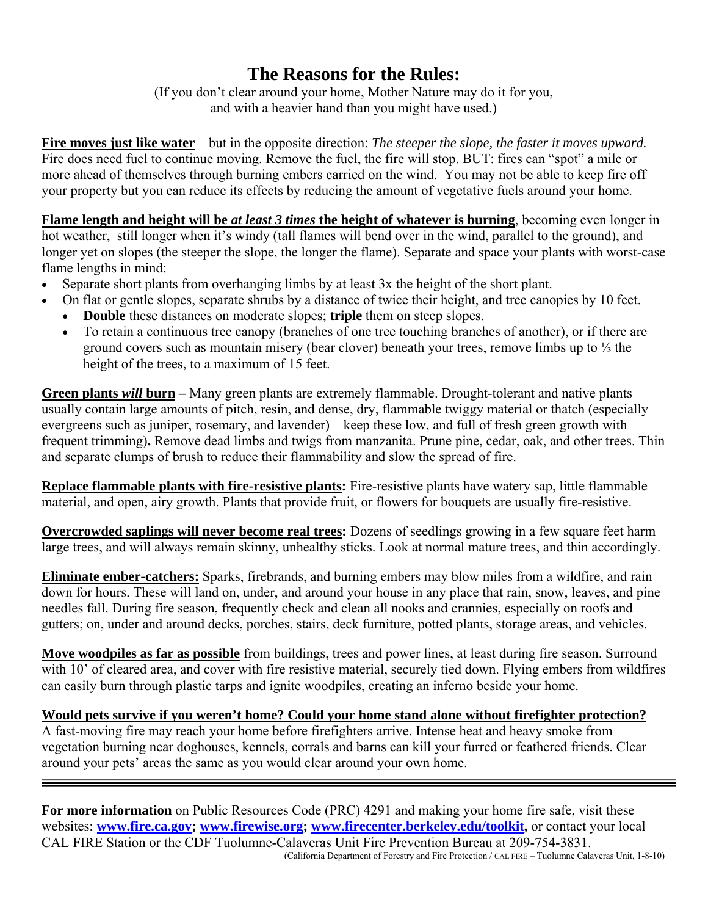# The Reasons for the Rules:

(If you don't clear around your home, Mother Nature may do it for you, and with a heavier hand than you might have used.)

**<u>Fire moves just like water</u>** – but in the opposite direction: *The steeper the slope, the faster it moves upward.* Fire does need fuel to continue moving. Remove the fuel, the fire will stop. BUT: fires can "spot" a mile or more ahead of themselves through burning embers carried on the wind. You may not be able to keep fire off your property but you can reduce its effects by reducing the amount of vegetative fuels around your home.

**<u>Flame length and height will be *at least 3 times* the height of whatever is burning</u>**, becoming even longer in hot weather, still longer when it's windy (tall flames will bend over in the wind, parallel to the ground), and longer yet on slopes (the steeper the slope, the longer the flame). Separate and space your plants with worst-case flame lengths in mind:

- Separate short plants from overhanging limbs by at least 3x the height of the short plant.
- On flat or gentle slopes, separate shrubs by a distance of twice their height, and tree canopies by 10 feet.
  - **Double** these distances on moderate slopes; **triple** them on steep slopes.
  - To retain a continuous tree canopy (branches of one tree touching branches of another), or if there are ground covers such as mountain misery (bear clover) beneath your trees, remove limbs up to ⅓ the height of the trees, to a maximum of 15 feet.

**<u>Green plants *will* burn</u> –** Many green plants are extremely flammable. Drought-tolerant and native plants usually contain large amounts of pitch, resin, and dense, dry, flammable twiggy material or thatch (especially evergreens such as juniper, rosemary, and lavender) – keep these low, and full of fresh green growth with frequent trimming)**.** Remove dead limbs and twigs from manzanita. Prune pine, cedar, oak, and other trees. Thin and separate clumps of brush to reduce their flammability and slow the spread of fire.

**<u>Replace flammable plants with fire-resistive plants</u>:** Fire-resistive plants have watery sap, little flammable material, and open, airy growth. Plants that provide fruit, or flowers for bouquets are usually fire-resistive.

**<u>Overcrowded saplings will never become real trees</u>:** Dozens of seedlings growing in a few square feet harm large trees, and will always remain skinny, unhealthy sticks. Look at normal mature trees, and thin accordingly.

**<u>Eliminate ember-catchers:</u>** Sparks, firebrands, and burning embers may blow miles from a wildfire, and rain down for hours. These will land on, under, and around your house in any place that rain, snow, leaves, and pine needles fall. During fire season, frequently check and clean all nooks and crannies, especially on roofs and gutters; on, under and around decks, porches, stairs, deck furniture, potted plants, storage areas, and vehicles.

**<u>Move woodpiles as far as possible</u>** from buildings, trees and power lines, at least during fire season. Surround with 10' of cleared area, and cover with fire resistive material, securely tied down. Flying embers from wildfires can easily burn through plastic tarps and ignite woodpiles, creating an inferno beside your home.

**<u>Would pets survive if you weren't home? Could your home stand alone without firefighter protection?</u>**
A fast-moving fire may reach your home before firefighters arrive. Intense heat and heavy smoke from vegetation burning near doghouses, kennels, corrals and barns can kill your furred or feathered friends. Clear around your pets' areas the same as you would clear around your own home.

---

**For more information** on Public Resources Code (PRC) 4291 and making your home fire safe, visit these websites: **www.fire.ca.gov; www.firewise.org; www.firecenter.berkeley.edu/toolkit,** or contact your local CAL FIRE Station or the CDF Tuolumne-Calaveras Unit Fire Prevention Bureau at 209-754-3831.

(California Department of Forestry and Fire Protection / CAL FIRE – Tuolumne Calaveras Unit, 1-8-10)